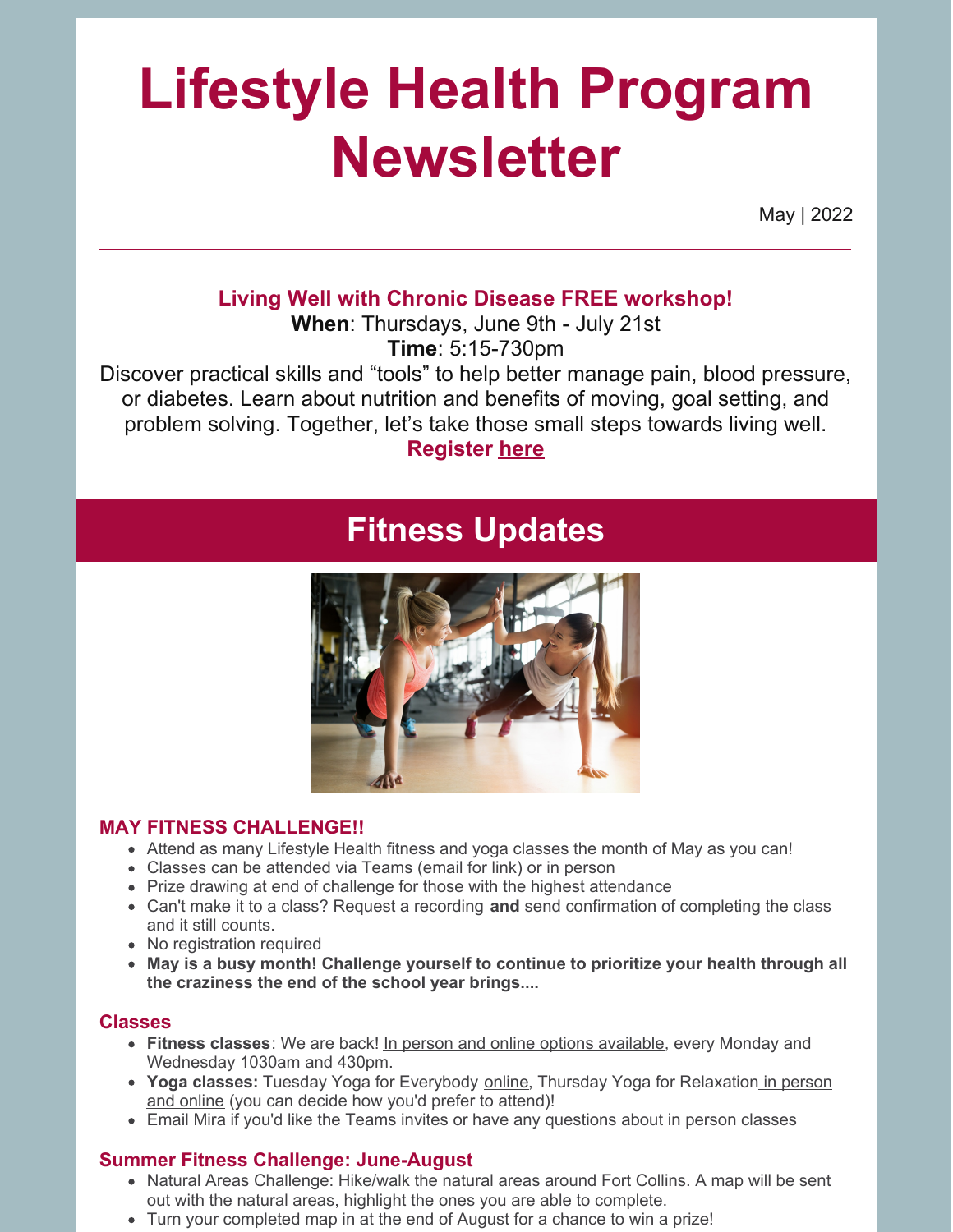# Lifestyle Health Program Newsletter

May | 2022

---

**Living Well with Chronic Disease FREE workshop!**

**When**: Thursdays, June 9th - July 21st

**Time**: 5:15-730pm

Discover practical skills and "tools" to help better manage pain, blood pressure, or diabetes. Learn about nutrition and benefits of moving, goal setting, and problem solving. Together, let's take those small steps towards living well.

**Register here**

## Fitness Updates

### MAY FITNESS CHALLENGE!!

- Attend as many Lifestyle Health fitness and yoga classes the month of May as you can!
- Classes can be attended via Teams (email for link) or in person
- Prize drawing at end of challenge for those with the highest attendance
- Can't make it to a class? Request a recording **and** send confirmation of completing the class and it still counts.
- No registration required
- **May is a busy month! Challenge yourself to continue to prioritize your health through all the craziness the end of the school year brings....**

### Classes

- **Fitness classes**: We are back! In person and online options available, every Monday and Wednesday 1030am and 430pm.
- **Yoga classes:** Tuesday Yoga for Everybody online, Thursday Yoga for Relaxation in person and online (you can decide how you'd prefer to attend)!
- Email Mira if you'd like the Teams invites or have any questions about in person classes

### Summer Fitness Challenge: June-August

- Natural Areas Challenge: Hike/walk the natural areas around Fort Collins. A map will be sent out with the natural areas, highlight the ones you are able to complete.
- Turn your completed map in at the end of August for a chance to win a prize!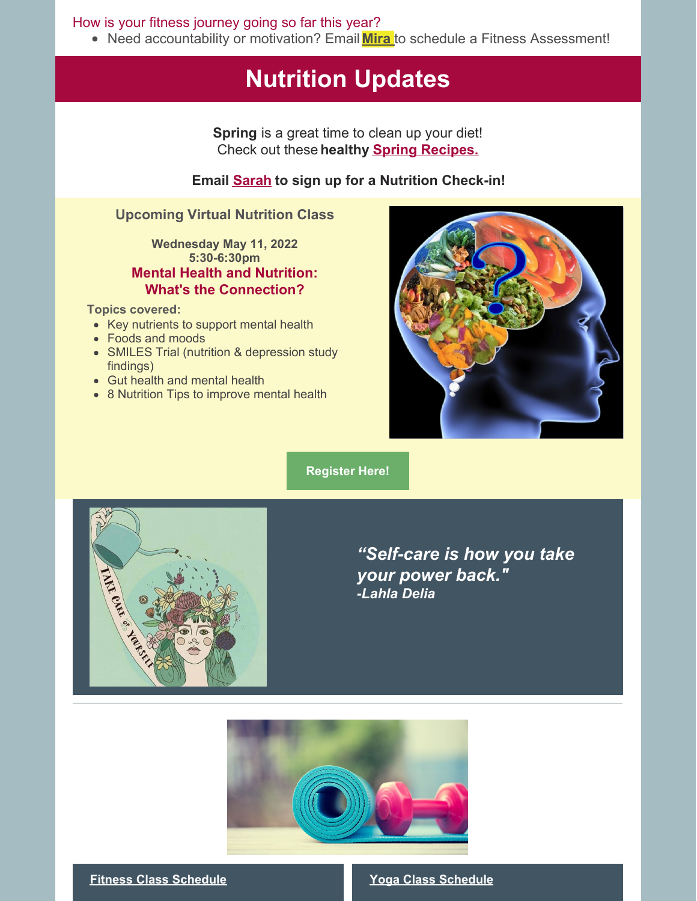How is your fitness journey going so far this year?

- Need accountability or motivation? Email **Mira** to schedule a Fitness Assessment!

# Nutrition Updates

**Spring** is a great time to clean up your diet!
Check out these **healthy Spring Recipes.**

**Email Sarah to sign up for a Nutrition Check-in!**

### Upcoming Virtual Nutrition Class

**Wednesday May 11, 2022**
**5:30-6:30pm**

**Mental Health and Nutrition: What's the Connection?**

**Topics covered:**

- Key nutrients to support mental health
- Foods and moods
- SMILES Trial (nutrition & depression study findings)
- Gut health and mental health
- 8 Nutrition Tips to improve mental health

**Register Here!**

***"Self-care is how you take your power back."***
***-Lahla Delia***

---

**Fitness Class Schedule**

**Yoga Class Schedule**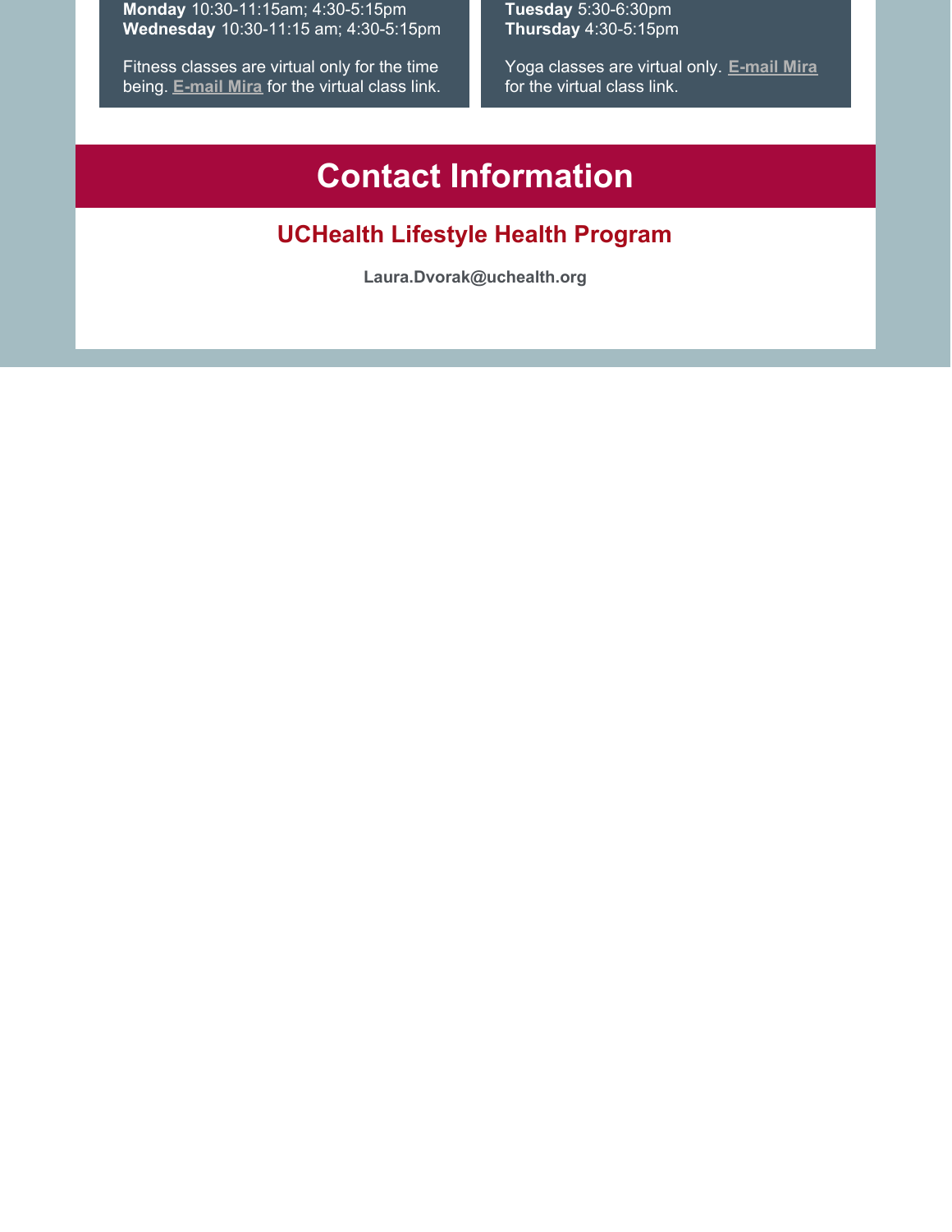**Monday** 10:30-11:15am; 4:30-5:15pm
**Wednesday** 10:30-11:15 am; 4:30-5:15pm

Fitness classes are virtual only for the time being. **E-mail Mira** for the virtual class link.

**Tuesday** 5:30-6:30pm
**Thursday** 4:30-5:15pm

Yoga classes are virtual only. **E-mail Mira** for the virtual class link.

# Contact Information

## UCHealth Lifestyle Health Program

**Laura.Dvorak@uchealth.org**